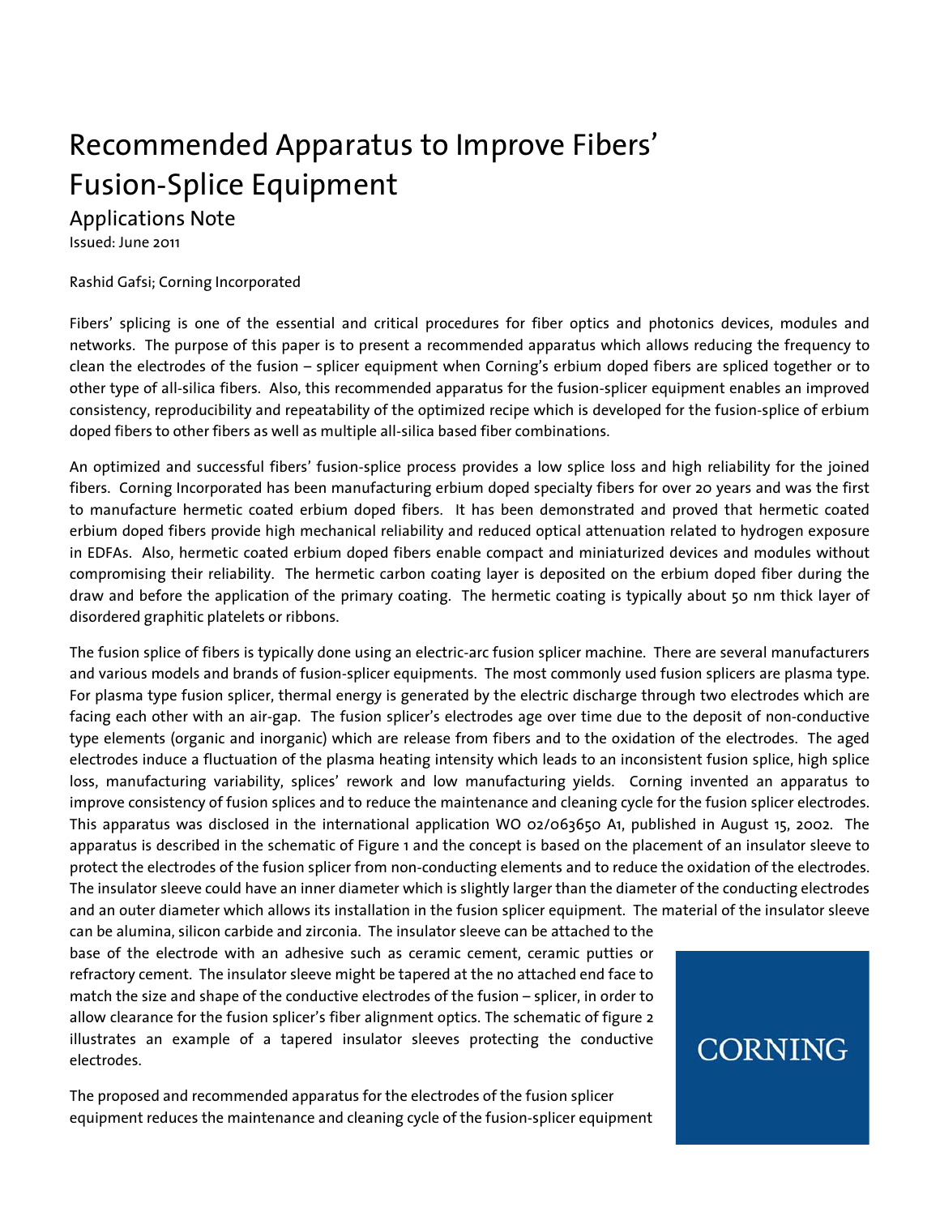# Recommended Apparatus to Improve Fibers' Fusion-Splice Equipment

## Applications Note

Issued: June 2011

Rashid Gafsi; Corning Incorporated

Fibers' splicing is one of the essential and critical procedures for fiber optics and photonics devices, modules and networks. The purpose of this paper is to present a recommended apparatus which allows reducing the frequency to clean the electrodes of the fusion – splicer equipment when Corning's erbium doped fibers are spliced together or to other type of all-silica fibers. Also, this recommended apparatus for the fusion-splicer equipment enables an improved consistency, reproducibility and repeatability of the optimized recipe which is developed for the fusion-splice of erbium doped fibers to other fibers as well as multiple all-silica based fiber combinations.

An optimized and successful fibers' fusion-splice process provides a low splice loss and high reliability for the joined fibers. Corning Incorporated has been manufacturing erbium doped specialty fibers for over 20 years and was the first to manufacture hermetic coated erbium doped fibers. It has been demonstrated and proved that hermetic coated erbium doped fibers provide high mechanical reliability and reduced optical attenuation related to hydrogen exposure in EDFAs. Also, hermetic coated erbium doped fibers enable compact and miniaturized devices and modules without compromising their reliability. The hermetic carbon coating layer is deposited on the erbium doped fiber during the draw and before the application of the primary coating. The hermetic coating is typically about 50 nm thick layer of disordered graphitic platelets or ribbons.

The fusion splice of fibers is typically done using an electric-arc fusion splicer machine. There are several manufacturers and various models and brands of fusion-splicer equipments. The most commonly used fusion splicers are plasma type. For plasma type fusion splicer, thermal energy is generated by the electric discharge through two electrodes which are facing each other with an air-gap. The fusion splicer's electrodes age over time due to the deposit of non-conductive type elements (organic and inorganic) which are release from fibers and to the oxidation of the electrodes. The aged electrodes induce a fluctuation of the plasma heating intensity which leads to an inconsistent fusion splice, high splice loss, manufacturing variability, splices' rework and low manufacturing yields. Corning invented an apparatus to improve consistency of fusion splices and to reduce the maintenance and cleaning cycle for the fusion splicer electrodes. This apparatus was disclosed in the international application WO 02/063650 A1, published in August 15, 2002. The apparatus is described in the schematic of Figure 1 and the concept is based on the placement of an insulator sleeve to protect the electrodes of the fusion splicer from non-conducting elements and to reduce the oxidation of the electrodes. The insulator sleeve could have an inner diameter which is slightly larger than the diameter of the conducting electrodes and an outer diameter which allows its installation in the fusion splicer equipment. The material of the insulator sleeve can be alumina, silicon carbide and zirconia. The insulator sleeve can be attached to the base of the electrode with an adhesive such as ceramic cement, ceramic putties or refractory cement. The insulator sleeve might be tapered at the no attached end face to match the size and shape of the conductive electrodes of the fusion – splicer, in order to allow clearance for the fusion splicer's fiber alignment optics. The schematic of figure 2 illustrates an example of a tapered insulator sleeves protecting the conductive electrodes.

CORNING

The proposed and recommended apparatus for the electrodes of the fusion splicer equipment reduces the maintenance and cleaning cycle of the fusion-splicer equipment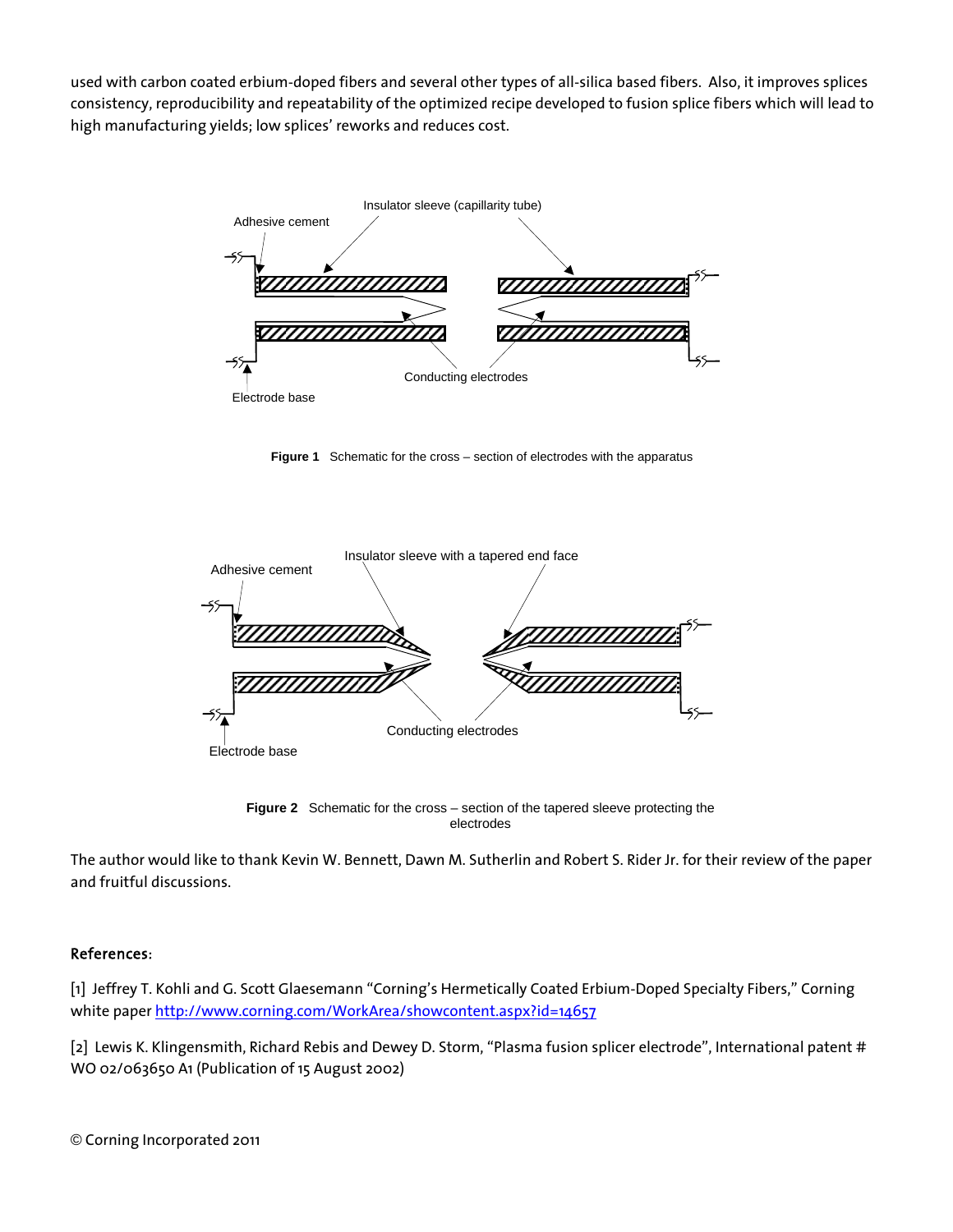used with carbon coated erbium-doped fibers and several other types of all-silica based fibers. Also, it improves splices consistency, reproducibility and repeatability of the optimized recipe developed to fusion splice fibers which will lead to high manufacturing yields; low splices' reworks and reduces cost.

Insulator sleeve (capillarity tube)

Adhesive cement

Conducting electrodes

Electrode base

**Figure 1** Schematic for the cross – section of electrodes with the apparatus

Insulator sleeve with a tapered end face

Adhesive cement

Conducting electrodes

Electrode base

**Figure 2** Schematic for the cross – section of the tapered sleeve protecting the electrodes

The author would like to thank Kevin W. Bennett, Dawn M. Sutherlin and Robert S. Rider Jr. for their review of the paper and fruitful discussions.

## References:

[1] Jeffrey T. Kohli and G. Scott Glaesemann "Corning's Hermetically Coated Erbium-Doped Specialty Fibers," Corning white paper http://www.corning.com/WorkArea/showcontent.aspx?id=14657

[2] Lewis K. Klingensmith, Richard Rebis and Dewey D. Storm, "Plasma fusion splicer electrode", International patent # WO 02/063650 A1 (Publication of 15 August 2002)

© Corning Incorporated 2011